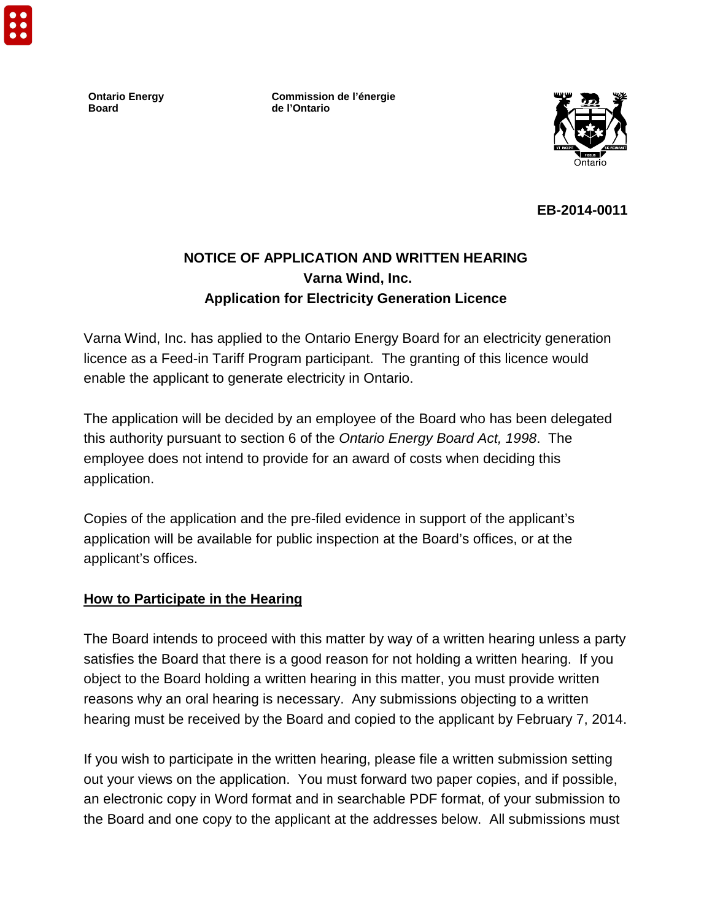**Ontario Energy Board**

**Commission de l'énergie de l'Ontario**

**EB-2014-0011**

# NOTICE OF APPLICATION AND WRITTEN HEARING
## Varna Wind, Inc.
## Application for Electricity Generation Licence

Varna Wind, Inc. has applied to the Ontario Energy Board for an electricity generation licence as a Feed-in Tariff Program participant. The granting of this licence would enable the applicant to generate electricity in Ontario.

The application will be decided by an employee of the Board who has been delegated this authority pursuant to section 6 of the *Ontario Energy Board Act, 1998*. The employee does not intend to provide for an award of costs when deciding this application.

Copies of the application and the pre-filed evidence in support of the applicant's application will be available for public inspection at the Board's offices, or at the applicant's offices.

**<u>How to Participate in the Hearing</u>**

The Board intends to proceed with this matter by way of a written hearing unless a party satisfies the Board that there is a good reason for not holding a written hearing. If you object to the Board holding a written hearing in this matter, you must provide written reasons why an oral hearing is necessary. Any submissions objecting to a written hearing must be received by the Board and copied to the applicant by February 7, 2014.

If you wish to participate in the written hearing, please file a written submission setting out your views on the application. You must forward two paper copies, and if possible, an electronic copy in Word format and in searchable PDF format, of your submission to the Board and one copy to the applicant at the addresses below. All submissions must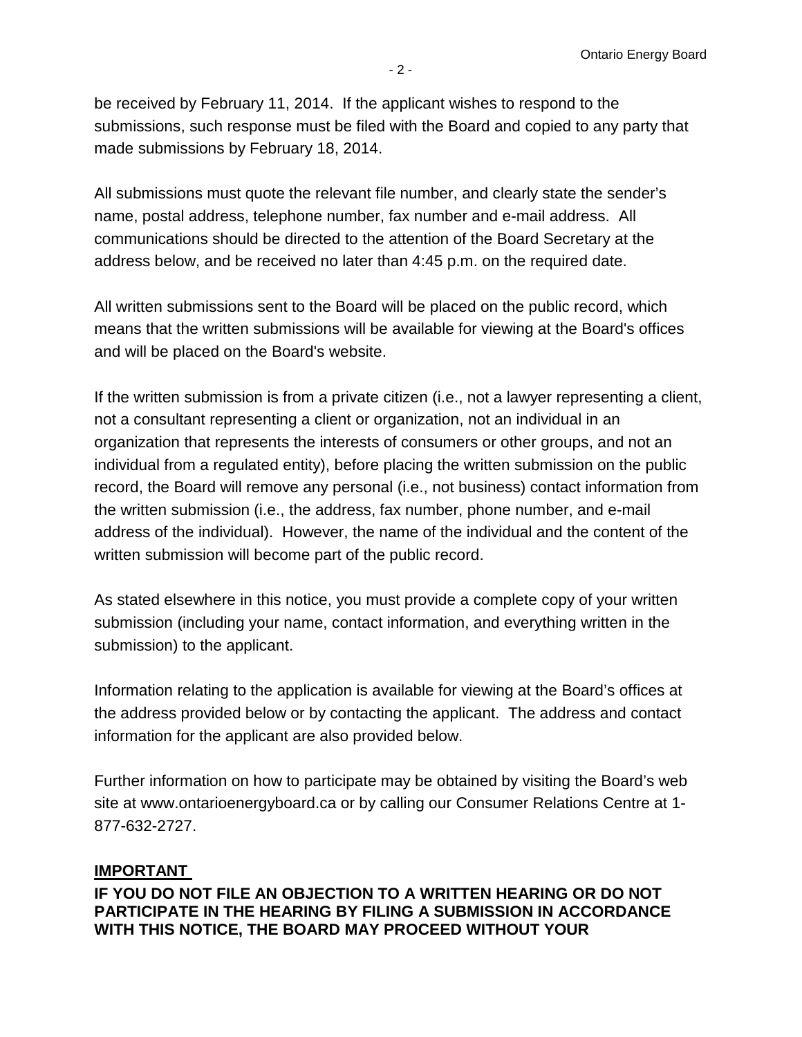be received by February 11, 2014. If the applicant wishes to respond to the submissions, such response must be filed with the Board and copied to any party that made submissions by February 18, 2014.

All submissions must quote the relevant file number, and clearly state the sender's name, postal address, telephone number, fax number and e-mail address. All communications should be directed to the attention of the Board Secretary at the address below, and be received no later than 4:45 p.m. on the required date.

All written submissions sent to the Board will be placed on the public record, which means that the written submissions will be available for viewing at the Board's offices and will be placed on the Board's website.

If the written submission is from a private citizen (i.e., not a lawyer representing a client, not a consultant representing a client or organization, not an individual in an organization that represents the interests of consumers or other groups, and not an individual from a regulated entity), before placing the written submission on the public record, the Board will remove any personal (i.e., not business) contact information from the written submission (i.e., the address, fax number, phone number, and e-mail address of the individual). However, the name of the individual and the content of the written submission will become part of the public record.

As stated elsewhere in this notice, you must provide a complete copy of your written submission (including your name, contact information, and everything written in the submission) to the applicant.

Information relating to the application is available for viewing at the Board's offices at the address provided below or by contacting the applicant. The address and contact information for the applicant are also provided below.

Further information on how to participate may be obtained by visiting the Board's web site at www.ontarioenergyboard.ca or by calling our Consumer Relations Centre at 1-877-632-2727.

**IMPORTANT**

**IF YOU DO NOT FILE AN OBJECTION TO A WRITTEN HEARING OR DO NOT PARTICIPATE IN THE HEARING BY FILING A SUBMISSION IN ACCORDANCE WITH THIS NOTICE, THE BOARD MAY PROCEED WITHOUT YOUR**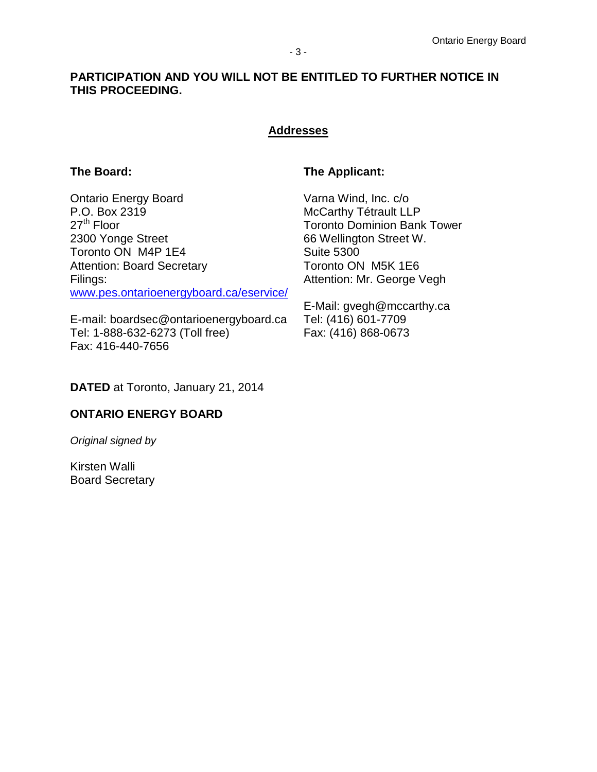**PARTICIPATION AND YOU WILL NOT BE ENTITLED TO FURTHER NOTICE IN THIS PROCEEDING.**

## Addresses

**The Board:**

Ontario Energy Board
P.O. Box 2319
27th Floor
2300 Yonge Street
Toronto ON M4P 1E4
Attention: Board Secretary
Filings:
www.pes.ontarioenergyboard.ca/eservice/

E-mail: boardsec@ontarioenergyboard.ca
Tel: 1-888-632-6273 (Toll free)
Fax: 416-440-7656

**The Applicant:**

Varna Wind, Inc. c/o
McCarthy Tétrault LLP
Toronto Dominion Bank Tower
66 Wellington Street W.
Suite 5300
Toronto ON M5K 1E6
Attention: Mr. George Vegh

E-Mail: gvegh@mccarthy.ca
Tel: (416) 601-7709
Fax: (416) 868-0673

**DATED** at Toronto, January 21, 2014

**ONTARIO ENERGY BOARD**

*Original signed by*

Kirsten Walli
Board Secretary